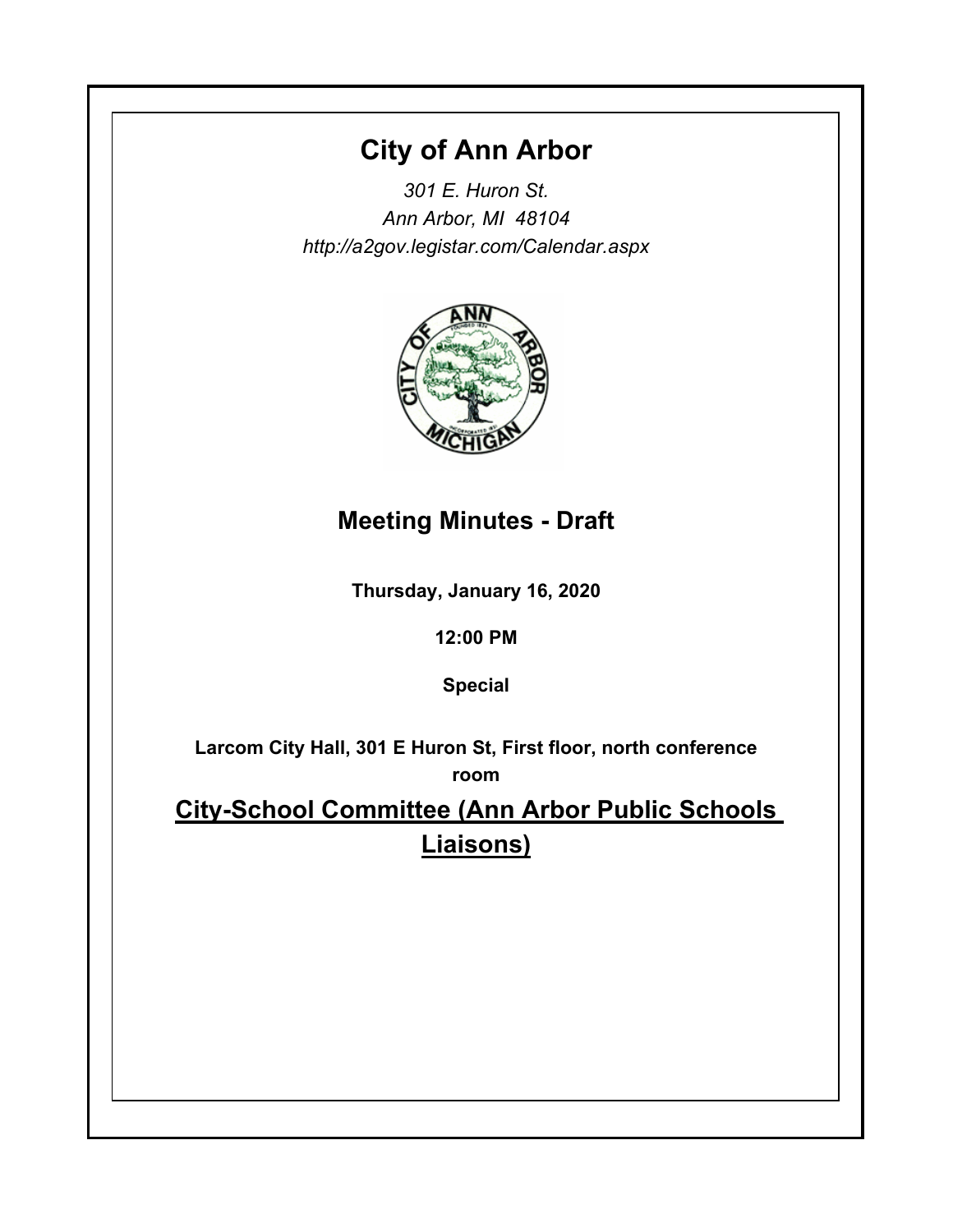# City of Ann Arbor

*301 E. Huron St.*
*Ann Arbor, MI 48104*
*http://a2gov.legistar.com/Calendar.aspx*

## Meeting Minutes - Draft

**Thursday, January 16, 2020**

**12:00 PM**

**Special**

**Larcom City Hall, 301 E Huron St, First floor, north conference room**

## City-School Committee (Ann Arbor Public Schools Liaisons)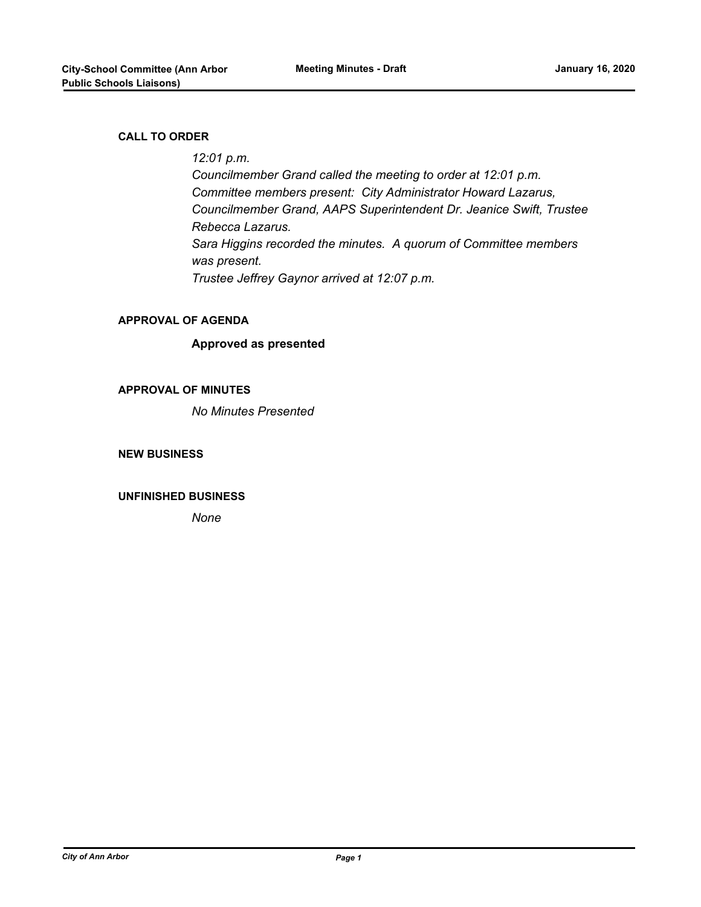## CALL TO ORDER

*12:01 p.m.*
*Councilmember Grand called the meeting to order at 12:01 p.m.*
*Committee members present: City Administrator Howard Lazarus, Councilmember Grand, AAPS Superintendent Dr. Jeanice Swift, Trustee Rebecca Lazarus.*
*Sara Higgins recorded the minutes. A quorum of Committee members was present.*
*Trustee Jeffrey Gaynor arrived at 12:07 p.m.*

## APPROVAL OF AGENDA

**Approved as presented**

## APPROVAL OF MINUTES

*No Minutes Presented*

## NEW BUSINESS

## UNFINISHED BUSINESS

*None*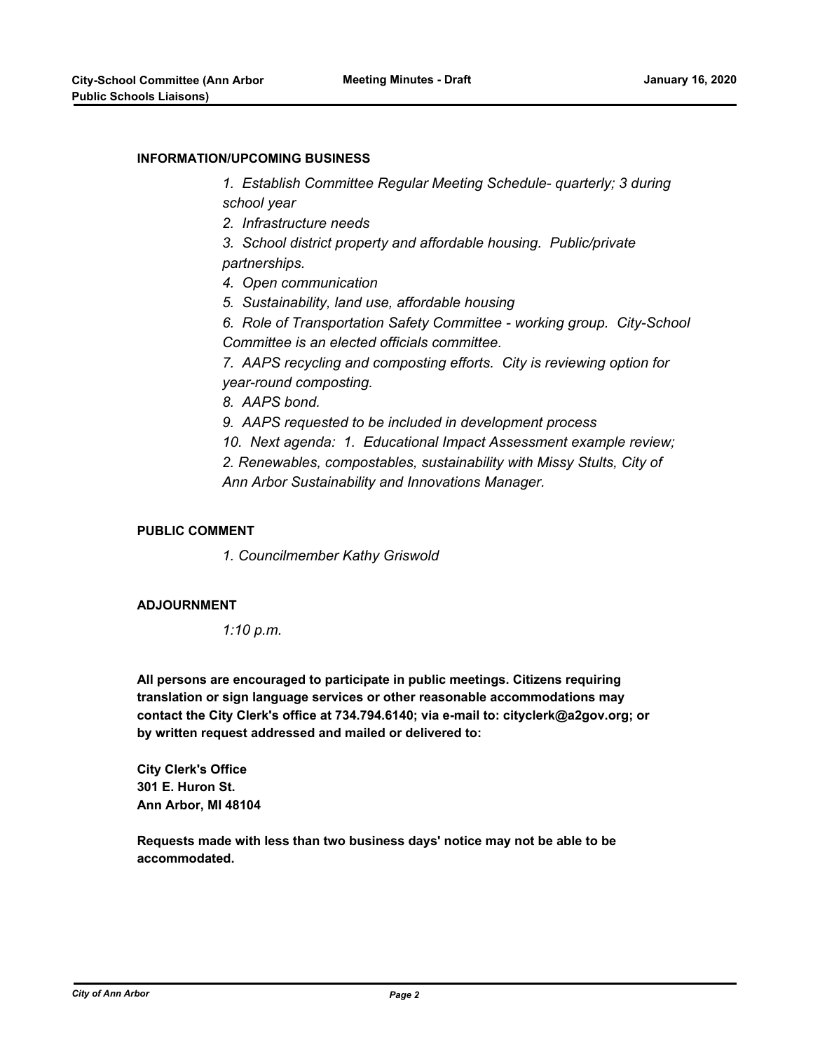**INFORMATION/UPCOMING BUSINESS**

*1. Establish Committee Regular Meeting Schedule- quarterly; 3 during school year*

*2. Infrastructure needs*

*3. School district property and affordable housing. Public/private partnerships.*

*4. Open communication*

*5. Sustainability, land use, affordable housing*

*6. Role of Transportation Safety Committee - working group. City-School Committee is an elected officials committee.*

*7. AAPS recycling and composting efforts. City is reviewing option for year-round composting.*

*8. AAPS bond.*

*9. AAPS requested to be included in development process*

*10. Next agenda: 1. Educational Impact Assessment example review; 2. Renewables, compostables, sustainability with Missy Stults, City of Ann Arbor Sustainability and Innovations Manager.*

**PUBLIC COMMENT**

*1. Councilmember Kathy Griswold*

**ADJOURNMENT**

*1:10 p.m.*

**All persons are encouraged to participate in public meetings. Citizens requiring translation or sign language services or other reasonable accommodations may contact the City Clerk's office at 734.794.6140; via e-mail to: cityclerk@a2gov.org; or by written request addressed and mailed or delivered to:**

**City Clerk's Office**
**301 E. Huron St.**
**Ann Arbor, MI 48104**

**Requests made with less than two business days' notice may not be able to be accommodated.**